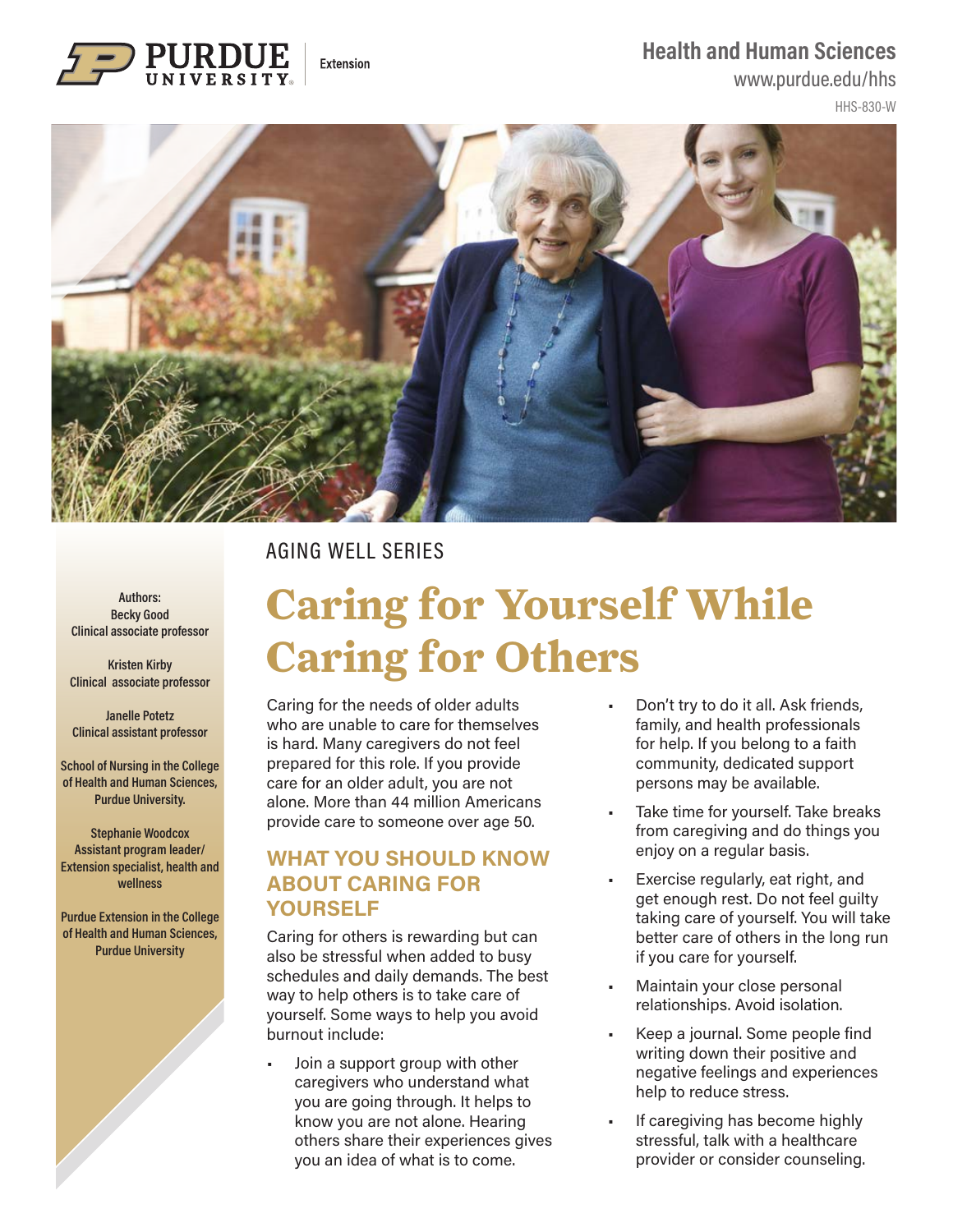Purdue University Extension

Health and Human Sciences
www.purdue.edu/hhs
HHS-830-W

AGING WELL SERIES

# Caring for Yourself While Caring for Others

Authors:
Becky Good
Clinical associate professor

Kristen Kirby
Clinical associate professor

Janelle Potetz
Clinical assistant professor

School of Nursing in the College of Health and Human Sciences, Purdue University.

Stephanie Woodcox
Assistant program leader/ Extension specialist, health and wellness

Purdue Extension in the College of Health and Human Sciences, Purdue University

Caring for the needs of older adults who are unable to care for themselves is hard. Many caregivers do not feel prepared for this role. If you provide care for an older adult, you are not alone. More than 44 million Americans provide care to someone over age 50.

## WHAT YOU SHOULD KNOW ABOUT CARING FOR YOURSELF

Caring for others is rewarding but can also be stressful when added to busy schedules and daily demands. The best way to help others is to take care of yourself. Some ways to help you avoid burnout include:

- Join a support group with other caregivers who understand what you are going through. It helps to know you are not alone. Hearing others share their experiences gives you an idea of what is to come.
- Don't try to do it all. Ask friends, family, and health professionals for help. If you belong to a faith community, dedicated support persons may be available.
- Take time for yourself. Take breaks from caregiving and do things you enjoy on a regular basis.
- Exercise regularly, eat right, and get enough rest. Do not feel guilty taking care of yourself. You will take better care of others in the long run if you care for yourself.
- Maintain your close personal relationships. Avoid isolation.
- Keep a journal. Some people find writing down their positive and negative feelings and experiences help to reduce stress.
- If caregiving has become highly stressful, talk with a healthcare provider or consider counseling.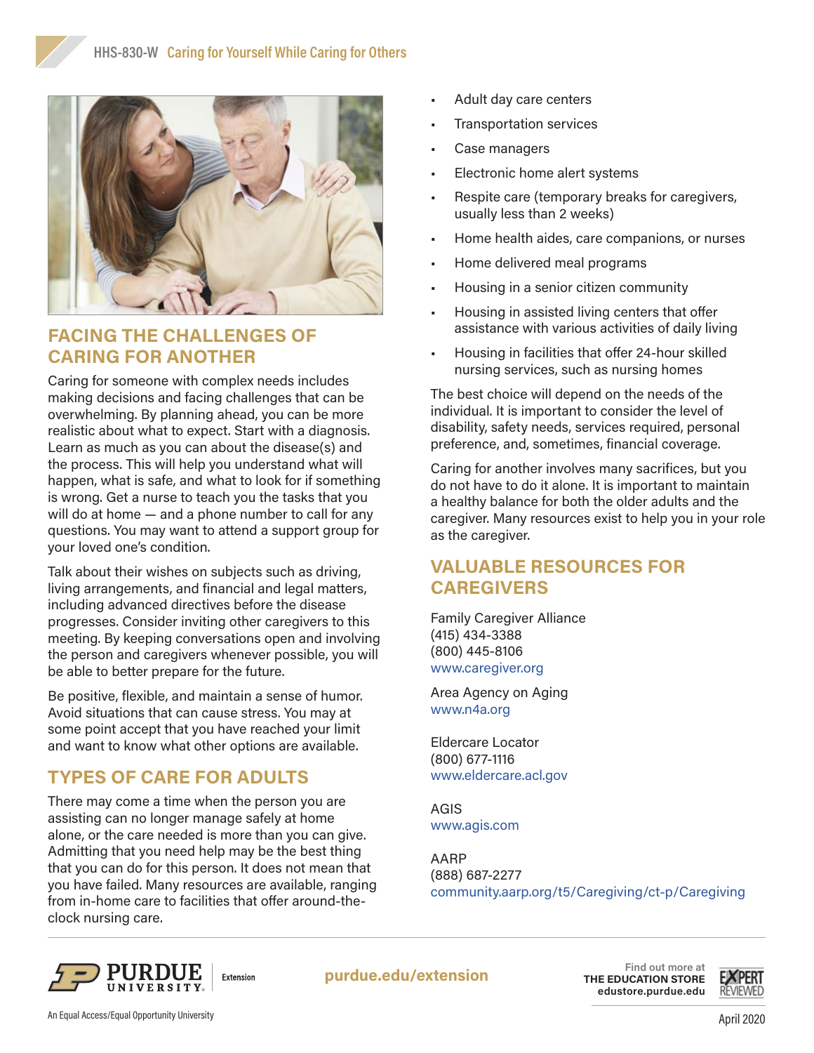## FACING THE CHALLENGES OF CARING FOR ANOTHER

Caring for someone with complex needs includes making decisions and facing challenges that can be overwhelming. By planning ahead, you can be more realistic about what to expect. Start with a diagnosis. Learn as much as you can about the disease(s) and the process. This will help you understand what will happen, what is safe, and what to look for if something is wrong. Get a nurse to teach you the tasks that you will do at home — and a phone number to call for any questions. You may want to attend a support group for your loved one's condition.

Talk about their wishes on subjects such as driving, living arrangements, and financial and legal matters, including advanced directives before the disease progresses. Consider inviting other caregivers to this meeting. By keeping conversations open and involving the person and caregivers whenever possible, you will be able to better prepare for the future.

Be positive, flexible, and maintain a sense of humor. Avoid situations that can cause stress. You may at some point accept that you have reached your limit and want to know what other options are available.

## TYPES OF CARE FOR ADULTS

There may come a time when the person you are assisting can no longer manage safely at home alone, or the care needed is more than you can give. Admitting that you need help may be the best thing that you can do for this person. It does not mean that you have failed. Many resources are available, ranging from in-home care to facilities that offer around-the-clock nursing care.

- Adult day care centers
- Transportation services
- Case managers
- Electronic home alert systems
- Respite care (temporary breaks for caregivers, usually less than 2 weeks)
- Home health aides, care companions, or nurses
- Home delivered meal programs
- Housing in a senior citizen community
- Housing in assisted living centers that offer assistance with various activities of daily living
- Housing in facilities that offer 24-hour skilled nursing services, such as nursing homes

The best choice will depend on the needs of the individual. It is important to consider the level of disability, safety needs, services required, personal preference, and, sometimes, financial coverage.

Caring for another involves many sacrifices, but you do not have to do it alone. It is important to maintain a healthy balance for both the older adults and the caregiver. Many resources exist to help you in your role as the caregiver.

## VALUABLE RESOURCES FOR CAREGIVERS

Family Caregiver Alliance
(415) 434-3388
(800) 445-8106
www.caregiver.org

Area Agency on Aging
www.n4a.org

Eldercare Locator
(800) 677-1116
www.eldercare.acl.gov

AGIS
www.agis.com

AARP
(888) 687-2277
community.aarp.org/t5/Caregiving/ct-p/Caregiving

PURDUE UNIVERSITY Extension

purdue.edu/extension

Find out more at THE EDUCATION STORE edustore.purdue.edu

EXPERT REVIEWED

An Equal Access/Equal Opportunity University

April 2020